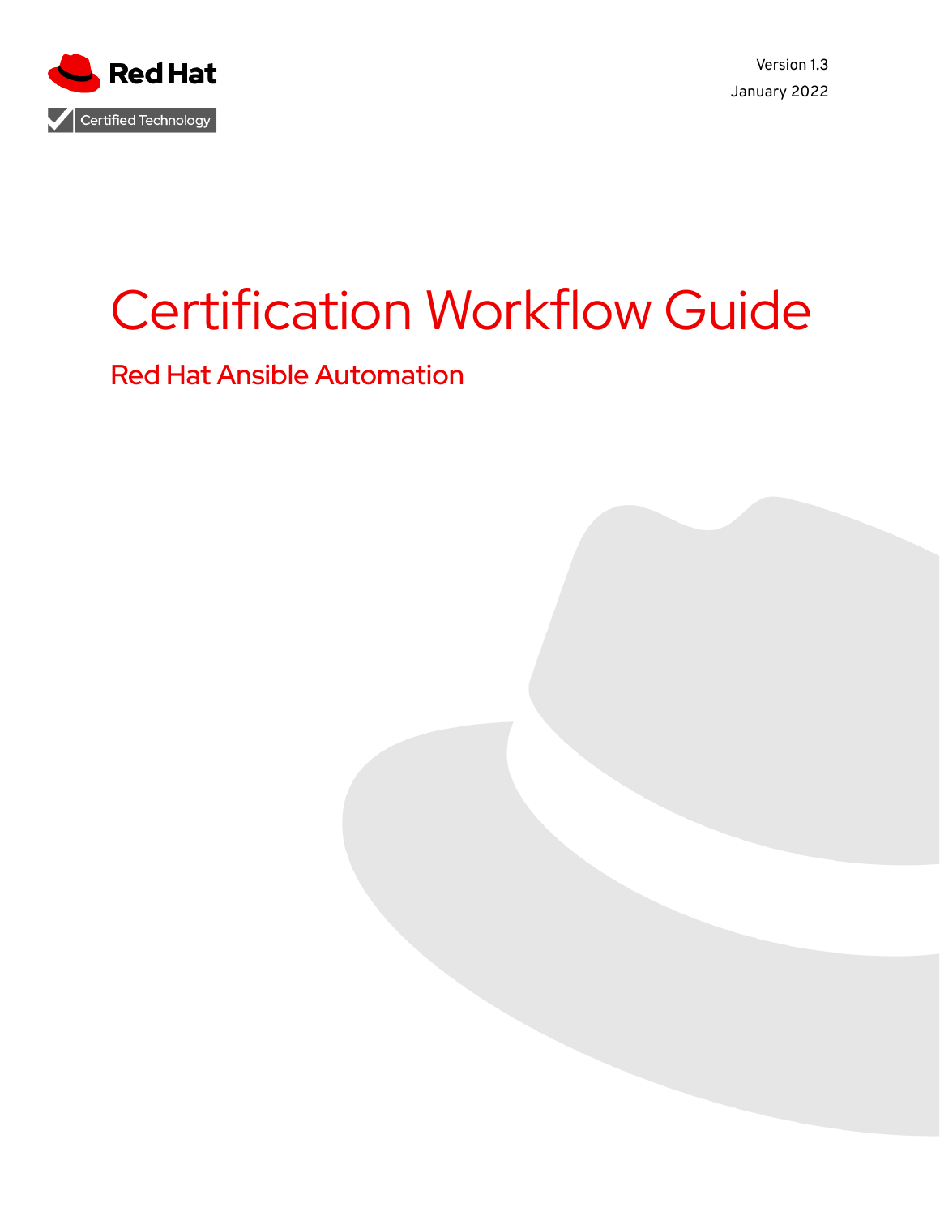Red Hat

Certified Technology

Version 1.3

January 2022

# Certification Workflow Guide

## Red Hat Ansible Automation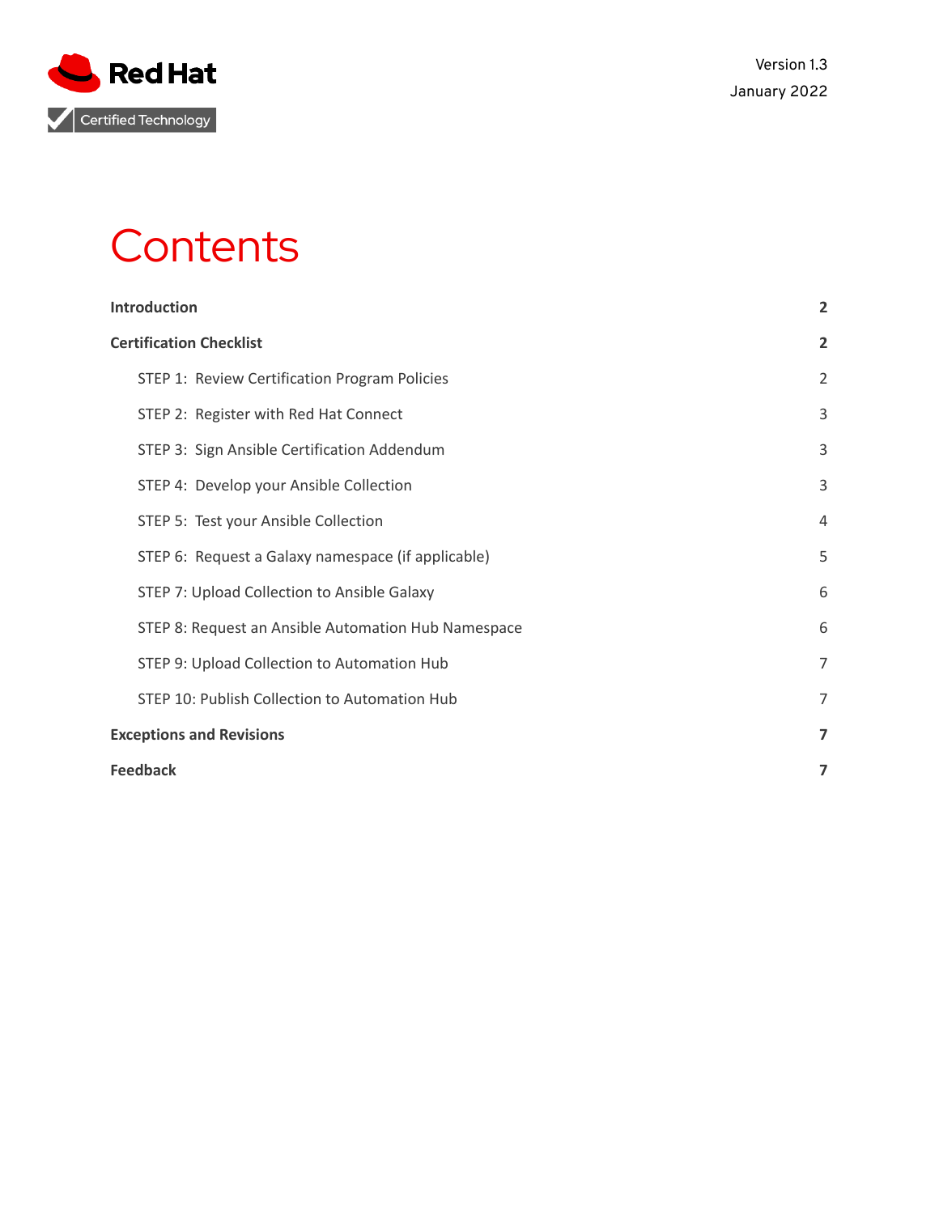Version 1.3

January 2022

# Contents

| | |
|---|---|
| **Introduction** | **2** |
| **Certification Checklist** | **2** |
| STEP 1: Review Certification Program Policies | 2 |
| STEP 2: Register with Red Hat Connect | 3 |
| STEP 3: Sign Ansible Certification Addendum | 3 |
| STEP 4: Develop your Ansible Collection | 3 |
| STEP 5: Test your Ansible Collection | 4 |
| STEP 6: Request a Galaxy namespace (if applicable) | 5 |
| STEP 7: Upload Collection to Ansible Galaxy | 6 |
| STEP 8: Request an Ansible Automation Hub Namespace | 6 |
| STEP 9: Upload Collection to Automation Hub | 7 |
| STEP 10: Publish Collection to Automation Hub | 7 |
| **Exceptions and Revisions** | **7** |
| **Feedback** | **7** |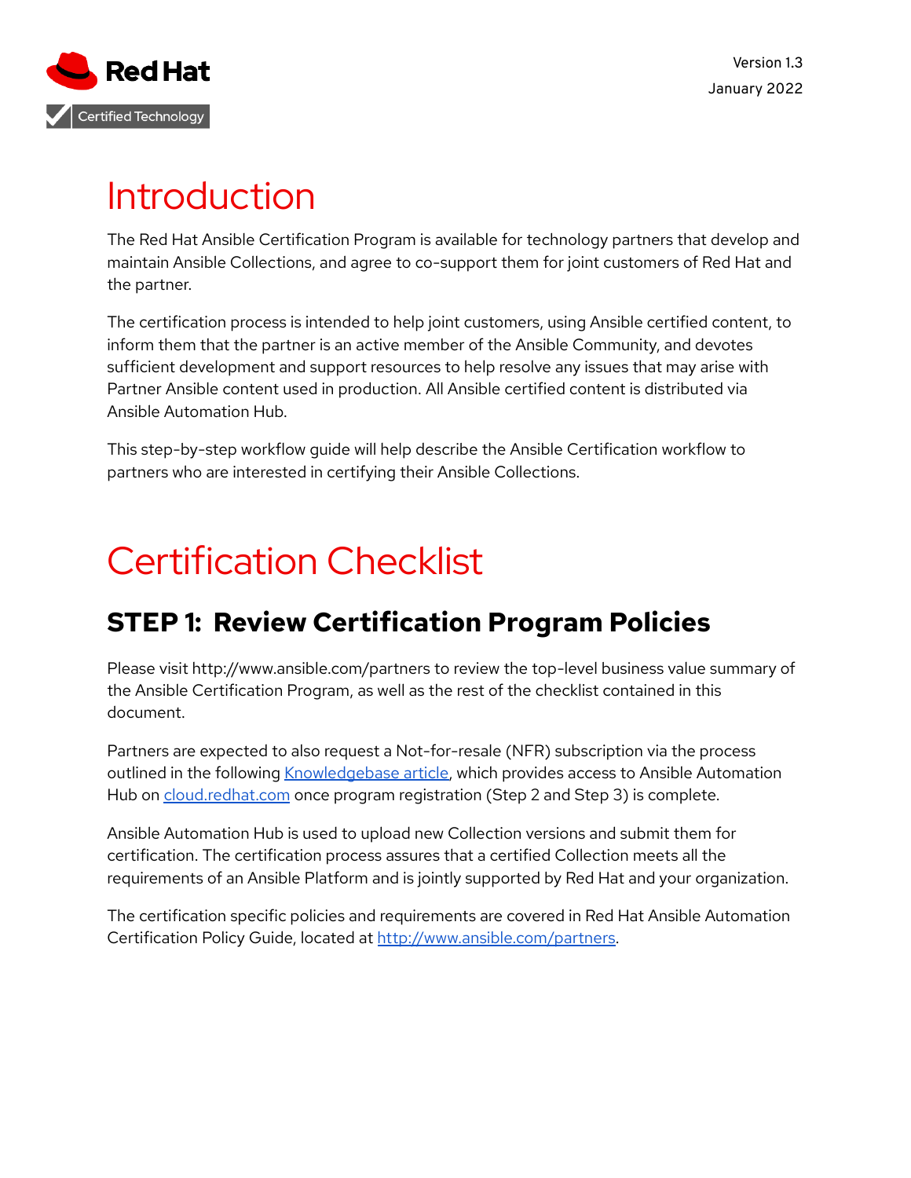# Introduction

The Red Hat Ansible Certification Program is available for technology partners that develop and maintain Ansible Collections, and agree to co-support them for joint customers of Red Hat and the partner.

The certification process is intended to help joint customers, using Ansible certified content, to inform them that the partner is an active member of the Ansible Community, and devotes sufficient development and support resources to help resolve any issues that may arise with Partner Ansible content used in production. All Ansible certified content is distributed via Ansible Automation Hub.

This step-by-step workflow guide will help describe the Ansible Certification workflow to partners who are interested in certifying their Ansible Collections.

# Certification Checklist

## STEP 1: Review Certification Program Policies

Please visit http://www.ansible.com/partners to review the top-level business value summary of the Ansible Certification Program, as well as the rest of the checklist contained in this document.

Partners are expected to also request a Not-for-resale (NFR) subscription via the process outlined in the following Knowledgebase article, which provides access to Ansible Automation Hub on cloud.redhat.com once program registration (Step 2 and Step 3) is complete.

Ansible Automation Hub is used to upload new Collection versions and submit them for certification. The certification process assures that a certified Collection meets all the requirements of an Ansible Platform and is jointly supported by Red Hat and your organization.

The certification specific policies and requirements are covered in Red Hat Ansible Automation Certification Policy Guide, located at http://www.ansible.com/partners.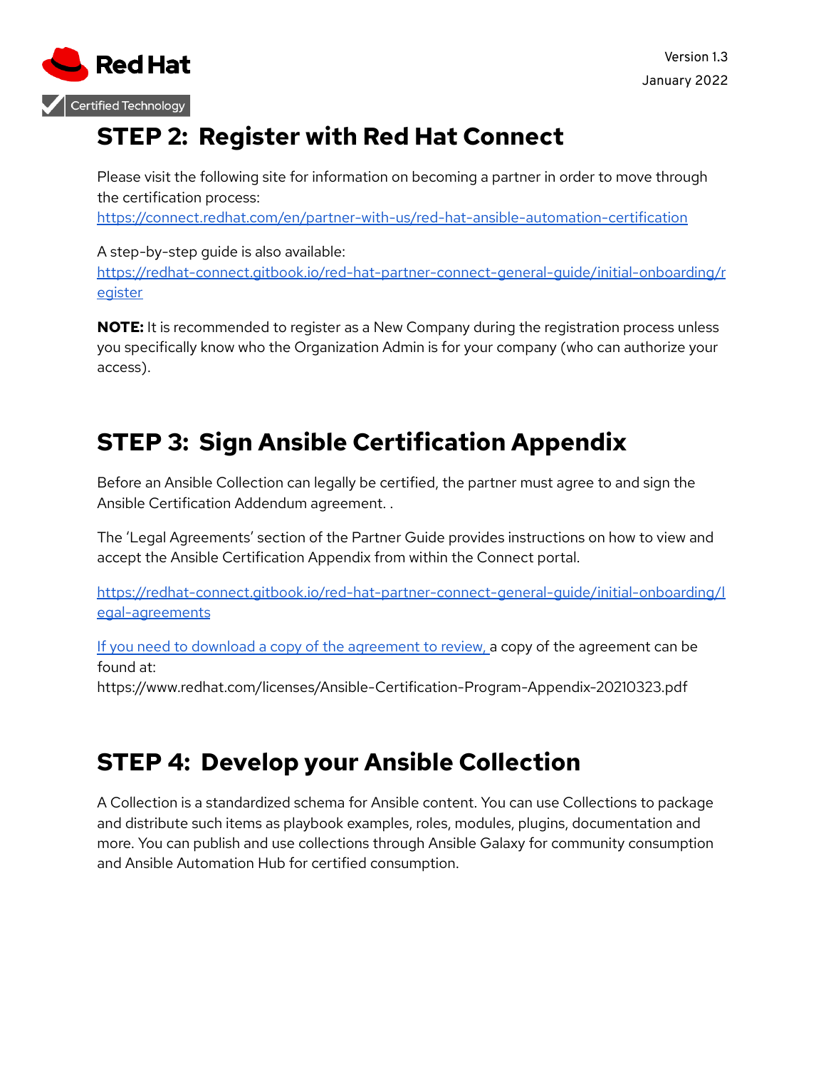## STEP 2: Register with Red Hat Connect

Please visit the following site for information on becoming a partner in order to move through the certification process:
https://connect.redhat.com/en/partner-with-us/red-hat-ansible-automation-certification

A step-by-step guide is also available:
https://redhat-connect.gitbook.io/red-hat-partner-connect-general-guide/initial-onboarding/register

**NOTE:** It is recommended to register as a New Company during the registration process unless you specifically know who the Organization Admin is for your company (who can authorize your access).

## STEP 3: Sign Ansible Certification Appendix

Before an Ansible Collection can legally be certified, the partner must agree to and sign the Ansible Certification Addendum agreement. .

The 'Legal Agreements' section of the Partner Guide provides instructions on how to view and accept the Ansible Certification Appendix from within the Connect portal.

https://redhat-connect.gitbook.io/red-hat-partner-connect-general-guide/initial-onboarding/legal-agreements

If you need to download a copy of the agreement to review, a copy of the agreement can be found at:
https://www.redhat.com/licenses/Ansible-Certification-Program-Appendix-20210323.pdf

## STEP 4: Develop your Ansible Collection

A Collection is a standardized schema for Ansible content. You can use Collections to package and distribute such items as playbook examples, roles, modules, plugins, documentation and more. You can publish and use collections through Ansible Galaxy for community consumption and Ansible Automation Hub for certified consumption.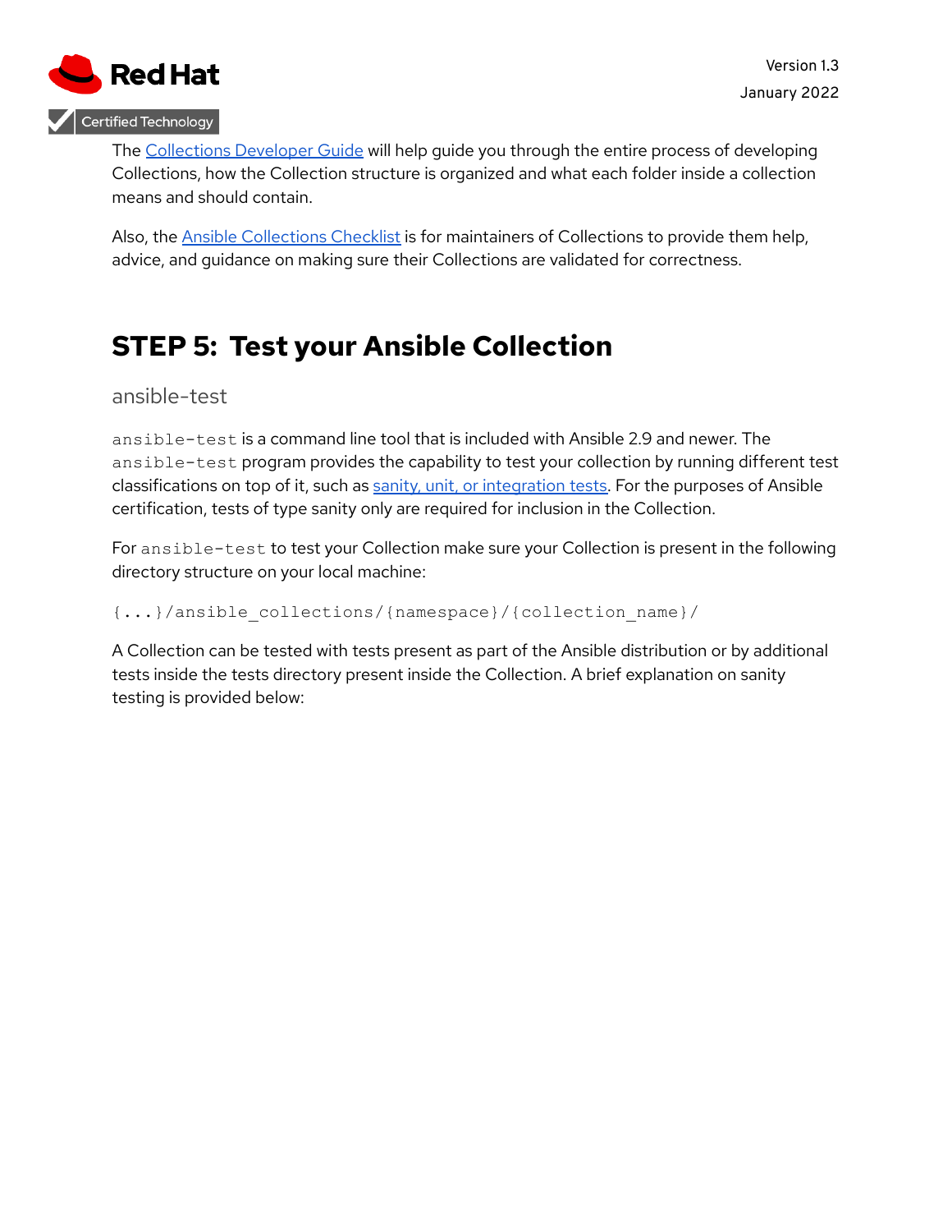The [Collections Developer Guide]() will help guide you through the entire process of developing Collections, how the Collection structure is organized and what each folder inside a collection means and should contain.

Also, the [Ansible Collections Checklist]() is for maintainers of Collections to provide them help, advice, and guidance on making sure their Collections are validated for correctness.

## STEP 5: Test your Ansible Collection

### ansible-test

`ansible-test` is a command line tool that is included with Ansible 2.9 and newer. The `ansible-test` program provides the capability to test your collection by running different test classifications on top of it, such as [sanity, unit, or integration tests](). For the purposes of Ansible certification, tests of type sanity only are required for inclusion in the Collection.

For `ansible-test` to test your Collection make sure your Collection is present in the following directory structure on your local machine:

```
{...}/ansible_collections/{namespace}/{collection_name}/
```

A Collection can be tested with tests present as part of the Ansible distribution or by additional tests inside the tests directory present inside the Collection. A brief explanation on sanity testing is provided below: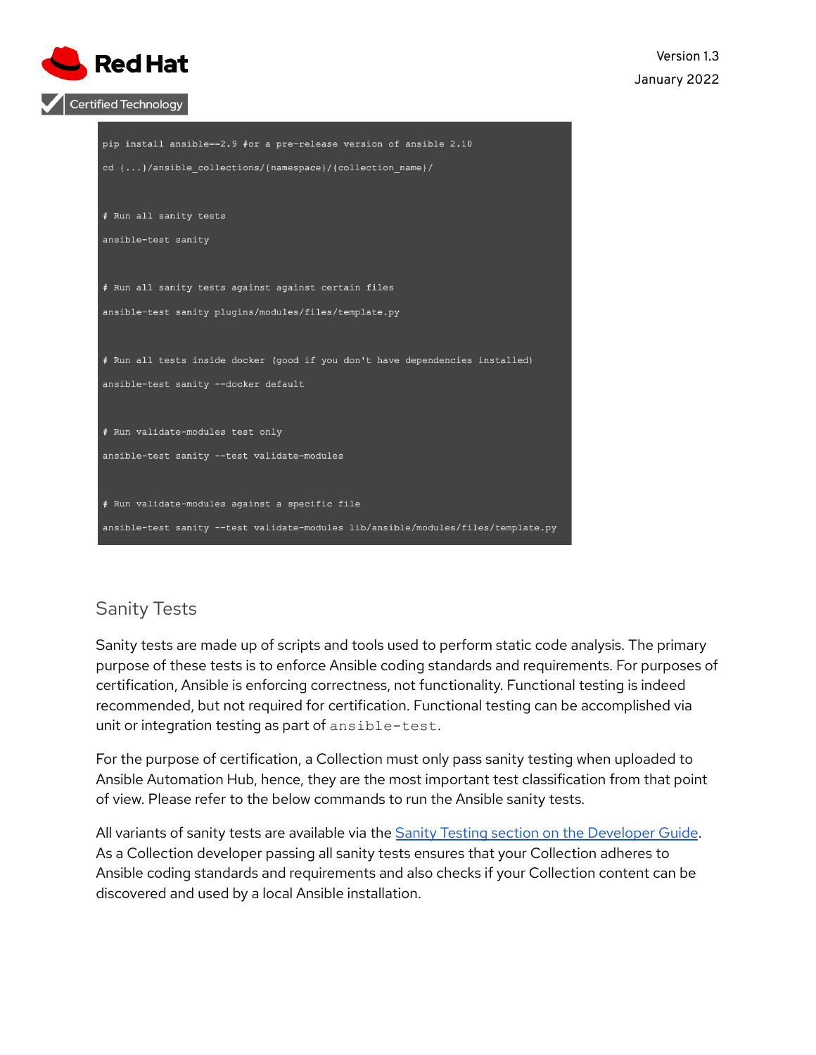```
pip install ansible==2.9 #or a pre-release version of ansible 2.10

cd {...}/ansible_collections/{namespace}/{collection_name}/


# Run all sanity tests

ansible-test sanity


# Run all sanity tests against against certain files

ansible-test sanity plugins/modules/files/template.py


# Run all tests inside docker (good if you don't have dependencies installed)

ansible-test sanity --docker default


# Run validate-modules test only

ansible-test sanity --test validate-modules


# Run validate-modules against a specific file

ansible-test sanity --test validate-modules lib/ansible/modules/files/template.py
```

## Sanity Tests

Sanity tests are made up of scripts and tools used to perform static code analysis. The primary purpose of these tests is to enforce Ansible coding standards and requirements. For purposes of certification, Ansible is enforcing correctness, not functionality. Functional testing is indeed recommended, but not required for certification. Functional testing can be accomplished via unit or integration testing as part of `ansible-test`.

For the purpose of certification, a Collection must only pass sanity testing when uploaded to Ansible Automation Hub, hence, they are the most important test classification from that point of view. Please refer to the below commands to run the Ansible sanity tests.

All variants of sanity tests are available via the [Sanity Testing section on the Developer Guide](). As a Collection developer passing all sanity tests ensures that your Collection adheres to Ansible coding standards and requirements and also checks if your Collection content can be discovered and used by a local Ansible installation.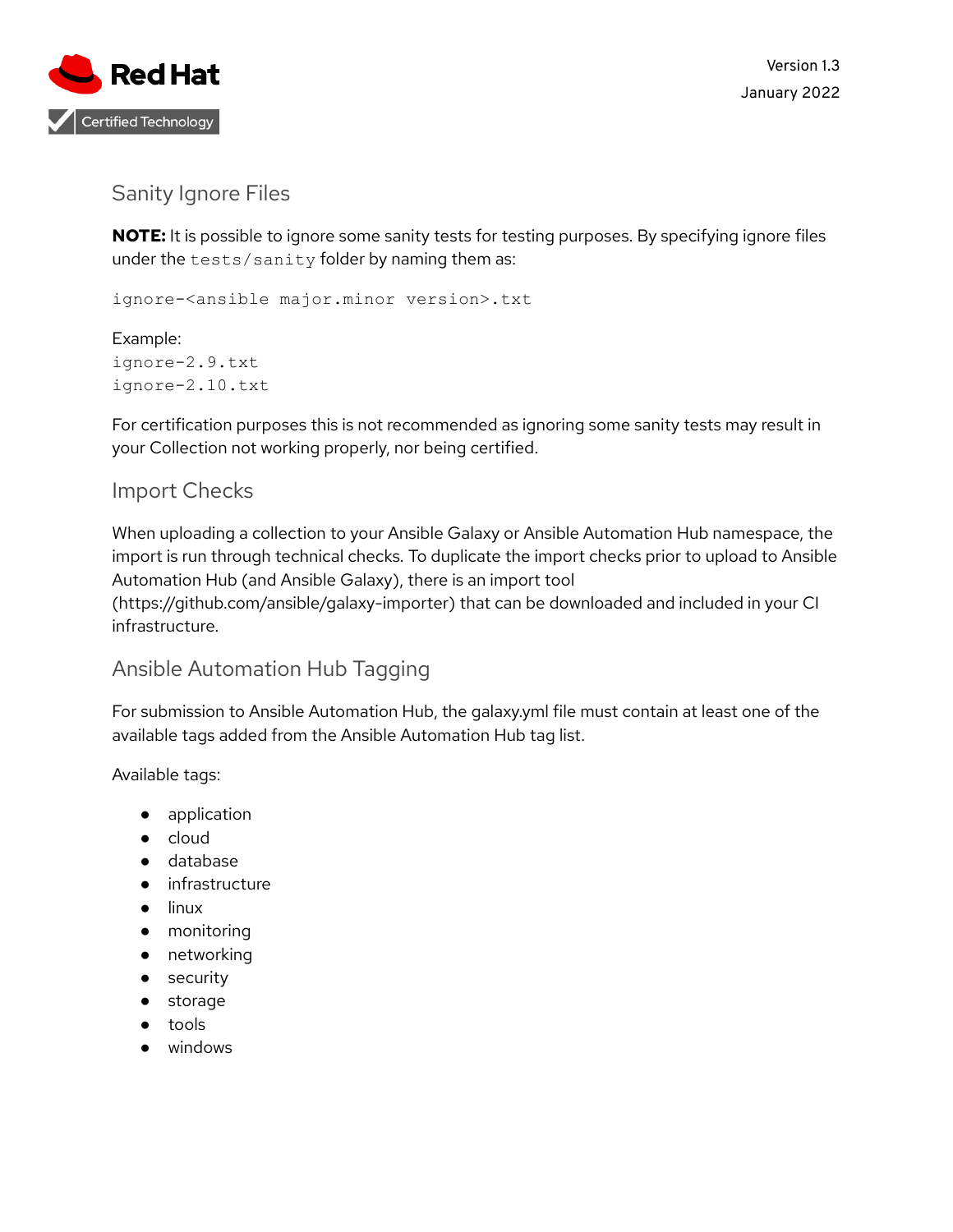## Sanity Ignore Files

**NOTE:** It is possible to ignore some sanity tests for testing purposes. By specifying ignore files under the `tests/sanity` folder by naming them as:

```
ignore-<ansible major.minor version>.txt
```

Example:

```
ignore-2.9.txt
ignore-2.10.txt
```

For certification purposes this is not recommended as ignoring some sanity tests may result in your Collection not working properly, nor being certified.

## Import Checks

When uploading a collection to your Ansible Galaxy or Ansible Automation Hub namespace, the import is run through technical checks. To duplicate the import checks prior to upload to Ansible Automation Hub (and Ansible Galaxy), there is an import tool (https://github.com/ansible/galaxy-importer) that can be downloaded and included in your CI infrastructure.

## Ansible Automation Hub Tagging

For submission to Ansible Automation Hub, the galaxy.yml file must contain at least one of the available tags added from the Ansible Automation Hub tag list.

Available tags:

- application
- cloud
- database
- infrastructure
- linux
- monitoring
- networking
- security
- storage
- tools
- windows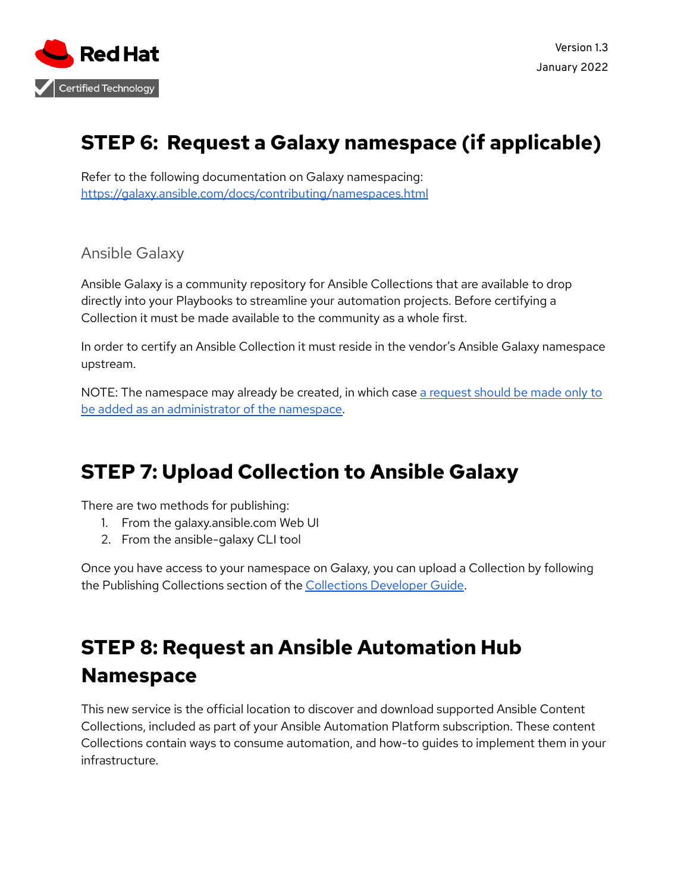## STEP 6: Request a Galaxy namespace (if applicable)

Refer to the following documentation on Galaxy namespacing:
[https://galaxy.ansible.com/docs/contributing/namespaces.html](https://galaxy.ansible.com/docs/contributing/namespaces.html)

### Ansible Galaxy

Ansible Galaxy is a community repository for Ansible Collections that are available to drop directly into your Playbooks to streamline your automation projects. Before certifying a Collection it must be made available to the community as a whole first.

In order to certify an Ansible Collection it must reside in the vendor's Ansible Galaxy namespace upstream.

NOTE: The namespace may already be created, in which case a request should be made only to be added as an administrator of the namespace.

## STEP 7: Upload Collection to Ansible Galaxy

There are two methods for publishing:

1. From the galaxy.ansible.com Web UI
2. From the ansible-galaxy CLI tool

Once you have access to your namespace on Galaxy, you can upload a Collection by following the Publishing Collections section of the Collections Developer Guide.

## STEP 8: Request an Ansible Automation Hub Namespace

This new service is the official location to discover and download supported Ansible Content Collections, included as part of your Ansible Automation Platform subscription. These content Collections contain ways to consume automation, and how-to guides to implement them in your infrastructure.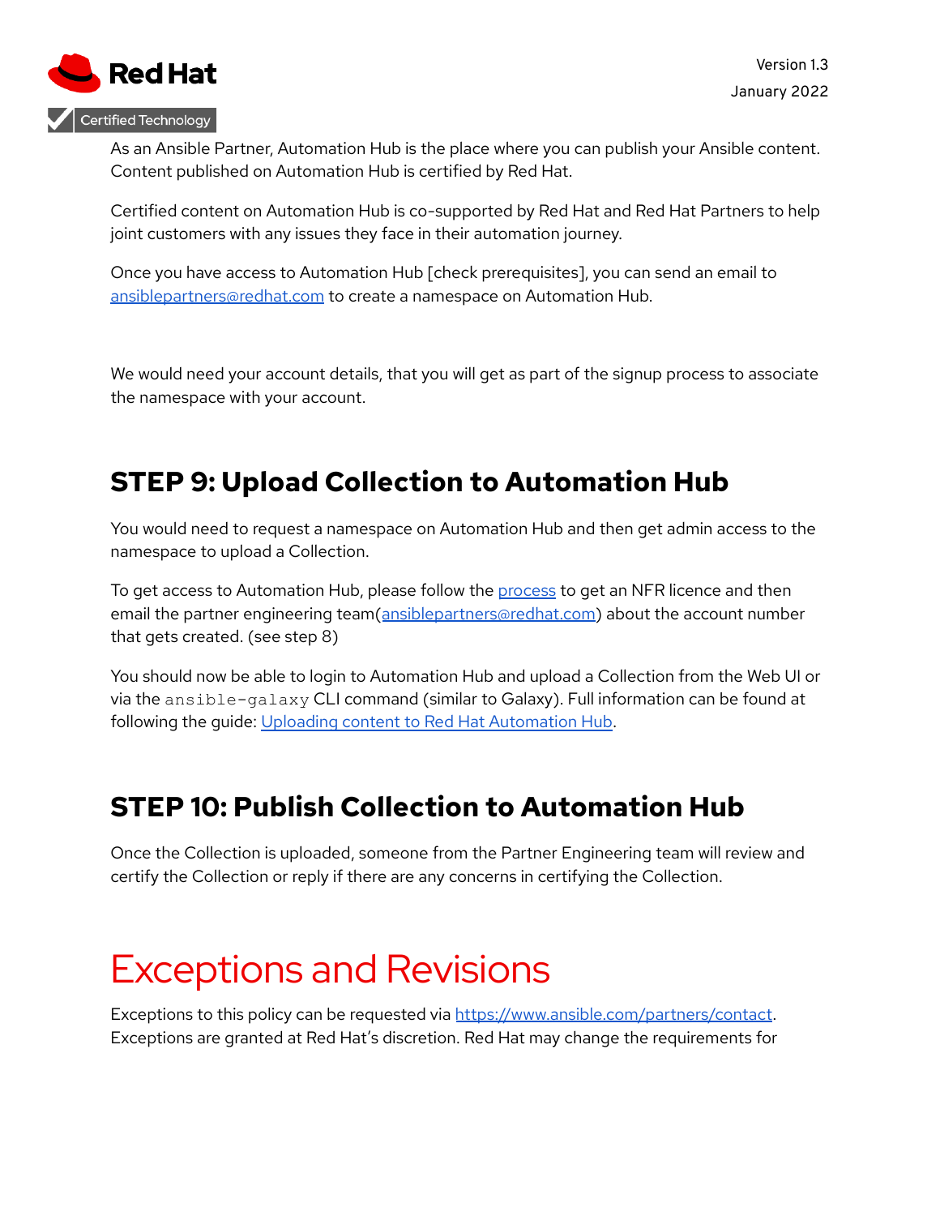As an Ansible Partner, Automation Hub is the place where you can publish your Ansible content. Content published on Automation Hub is certified by Red Hat.

Certified content on Automation Hub is co-supported by Red Hat and Red Hat Partners to help joint customers with any issues they face in their automation journey.

Once you have access to Automation Hub [check prerequisites], you can send an email to [ansiblepartners@redhat.com](mailto:ansiblepartners@redhat.com) to create a namespace on Automation Hub.

We would need your account details, that you will get as part of the signup process to associate the namespace with your account.

## STEP 9: Upload Collection to Automation Hub

You would need to request a namespace on Automation Hub and then get admin access to the namespace to upload a Collection.

To get access to Automation Hub, please follow the [process](#) to get an NFR licence and then email the partner engineering team([ansiblepartners@redhat.com](mailto:ansiblepartners@redhat.com)) about the account number that gets created. (see step 8)

You should now be able to login to Automation Hub and upload a Collection from the Web UI or via the `ansible-galaxy` CLI command (similar to Galaxy). Full information can be found at following the guide: [Uploading content to Red Hat Automation Hub](#).

## STEP 10: Publish Collection to Automation Hub

Once the Collection is uploaded, someone from the Partner Engineering team will review and certify the Collection or reply if there are any concerns in certifying the Collection.

# Exceptions and Revisions

Exceptions to this policy can be requested via [https://www.ansible.com/partners/contact](https://www.ansible.com/partners/contact). Exceptions are granted at Red Hat's discretion. Red Hat may change the requirements for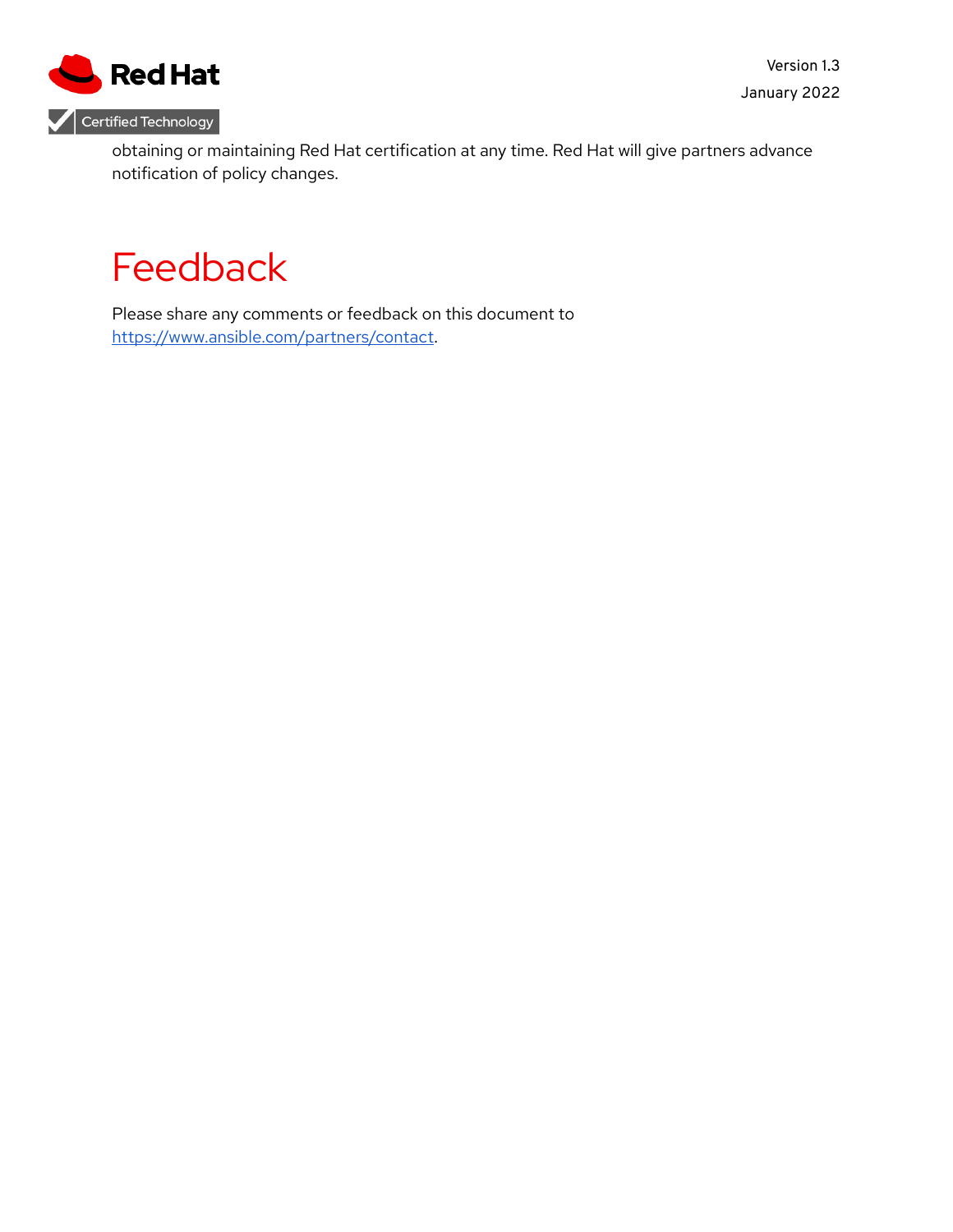obtaining or maintaining Red Hat certification at any time. Red Hat will give partners advance notification of policy changes.

# Feedback

Please share any comments or feedback on this document to [https://www.ansible.com/partners/contact](https://www.ansible.com/partners/contact).